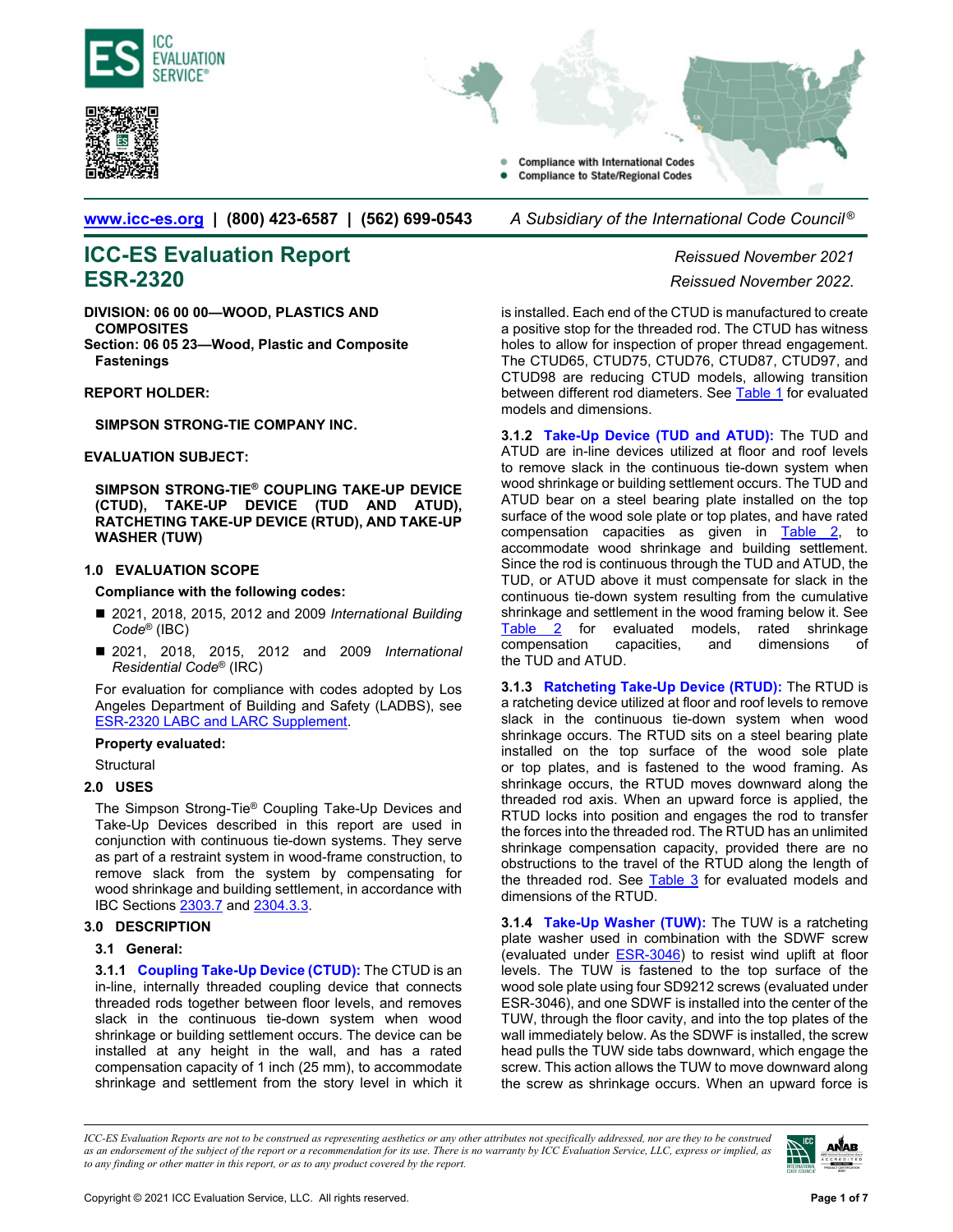www.icc-es.org | (800) 423-6587 | (562) 699-0543 *A Subsidiary of the International Code Council®*

# ICC-ES Evaluation Report ESR-2320

*Reissued November 2021*

*Reissued November 2022.*

**DIVISION: 06 00 00—WOOD, PLASTICS AND COMPOSITES**
**Section: 06 05 23—Wood, Plastic and Composite Fastenings**

**REPORT HOLDER:**

**SIMPSON STRONG-TIE COMPANY INC.**

**EVALUATION SUBJECT:**

**SIMPSON STRONG-TIE® COUPLING TAKE-UP DEVICE (CTUD), TAKE-UP DEVICE (TUD AND ATUD), RATCHETING TAKE-UP DEVICE (RTUD), AND TAKE-UP WASHER (TUW)**

## 1.0 EVALUATION SCOPE

**Compliance with the following codes:**

- 2021, 2018, 2015, 2012 and 2009 *International Building Code®* (IBC)
- 2021, 2018, 2015, 2012 and 2009 *International Residential Code®* (IRC)

For evaluation for compliance with codes adopted by Los Angeles Department of Building and Safety (LADBS), see ESR-2320 LABC and LARC Supplement.

**Property evaluated:**

Structural

## 2.0 USES

The Simpson Strong-Tie® Coupling Take-Up Devices and Take-Up Devices described in this report are used in conjunction with continuous tie-down systems. They serve as part of a restraint system in wood-frame construction, to remove slack from the system by compensating for wood shrinkage and building settlement, in accordance with IBC Sections 2303.7 and 2304.3.3.

## 3.0 DESCRIPTION

### 3.1 General:

**3.1.1 Coupling Take-Up Device (CTUD):** The CTUD is an in-line, internally threaded coupling device that connects threaded rods together between floor levels, and removes slack in the continuous tie-down system when wood shrinkage or building settlement occurs. The device can be installed at any height in the wall, and has a rated compensation capacity of 1 inch (25 mm), to accommodate shrinkage and settlement from the story level in which it is installed. Each end of the CTUD is manufactured to create a positive stop for the threaded rod. The CTUD has witness holes to allow for inspection of proper thread engagement. The CTUD65, CTUD75, CTUD76, CTUD87, CTUD97, and CTUD98 are reducing CTUD models, allowing transition between different rod diameters. See Table 1 for evaluated models and dimensions.

**3.1.2 Take-Up Device (TUD and ATUD):** The TUD and ATUD are in-line devices utilized at floor and roof levels to remove slack in the continuous tie-down system when wood shrinkage or building settlement occurs. The TUD and ATUD bear on a steel bearing plate installed on the top surface of the wood sole plate or top plates, and have rated compensation capacities as given in Table 2, to accommodate wood shrinkage and building settlement. Since the rod is continuous through the TUD and ATUD, the TUD, or ATUD above it must compensate for slack in the continuous tie-down system resulting from the cumulative shrinkage and settlement in the wood framing below it. See Table 2 for evaluated models, rated shrinkage compensation capacities, and dimensions of the TUD and ATUD.

**3.1.3 Ratcheting Take-Up Device (RTUD):** The RTUD is a ratcheting device utilized at floor and roof levels to remove slack in the continuous tie-down system when wood shrinkage occurs. The RTUD sits on a steel bearing plate installed on the top surface of the wood sole plate or top plates, and is fastened to the wood framing. As shrinkage occurs, the RTUD moves downward along the threaded rod axis. When an upward force is applied, the RTUD locks into position and engages the rod to transfer the forces into the threaded rod. The RTUD has an unlimited shrinkage compensation capacity, provided there are no obstructions to the travel of the RTUD along the length of the threaded rod. See Table 3 for evaluated models and dimensions of the RTUD.

**3.1.4 Take-Up Washer (TUW):** The TUW is a ratcheting plate washer used in combination with the SDWF screw (evaluated under ESR-3046) to resist wind uplift at floor levels. The TUW is fastened to the top surface of the wood sole plate using four SD9212 screws (evaluated under ESR-3046), and one SDWF is installed into the center of the TUW, through the floor cavity, and into the top plates of the wall immediately below. As the SDWF is installed, the screw head pulls the TUW side tabs downward, which engage the screw. This action allows the TUW to move downward along the screw as shrinkage occurs. When an upward force is

*ICC-ES Evaluation Reports are not to be construed as representing aesthetics or any other attributes not specifically addressed, nor are they to be construed as an endorsement of the subject of the report or a recommendation for its use. There is no warranty by ICC Evaluation Service, LLC, express or implied, as to any finding or other matter in this report, or as to any product covered by the report.*

Copyright © 2021 ICC Evaluation Service, LLC. All rights reserved.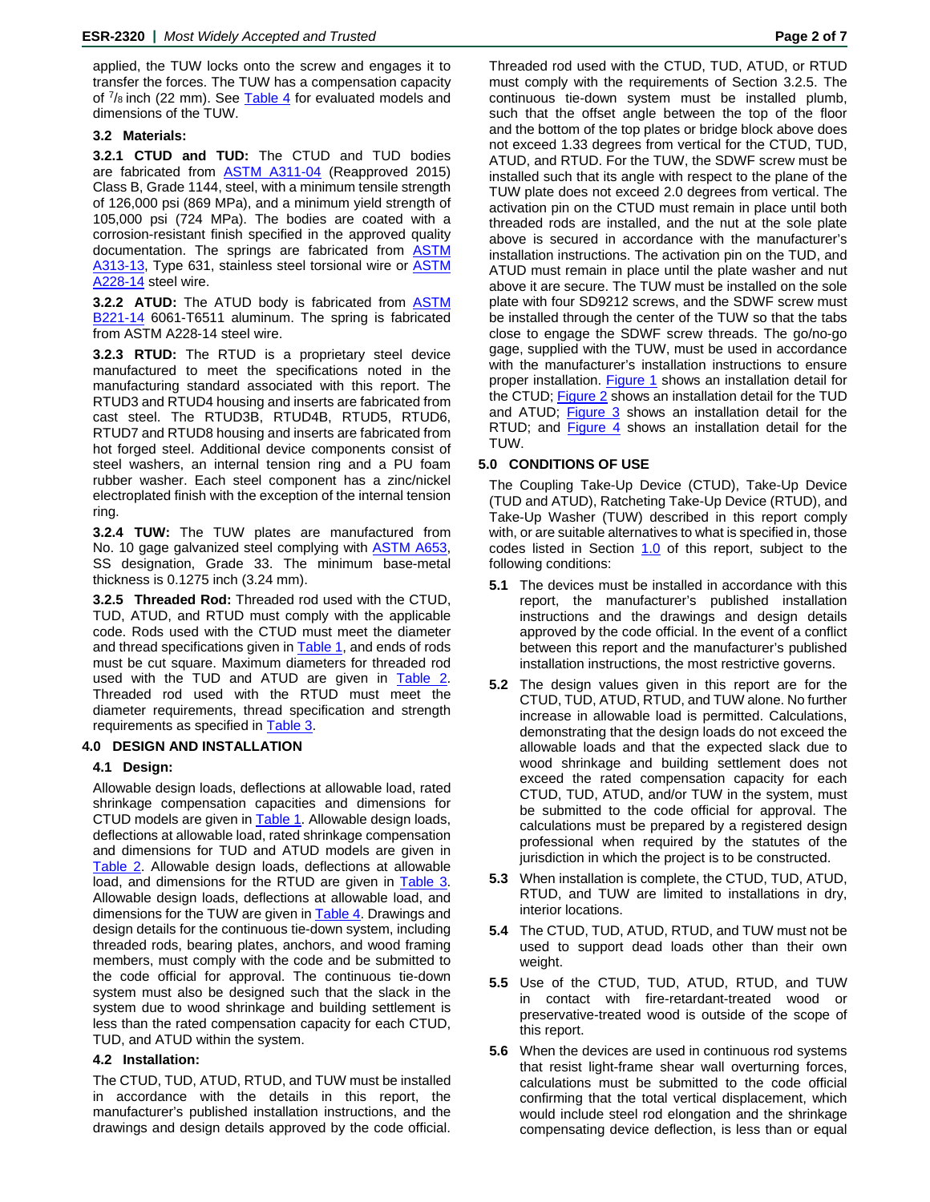applied, the TUW locks onto the screw and engages it to transfer the forces. The TUW has a compensation capacity of $^7/_8$ inch (22 mm). See Table 4 for evaluated models and dimensions of the TUW.

### 3.2 Materials:

**3.2.1 CTUD and TUD:** The CTUD and TUD bodies are fabricated from ASTM A311-04 (Reapproved 2015) Class B, Grade 1144, steel, with a minimum tensile strength of 126,000 psi (869 MPa), and a minimum yield strength of 105,000 psi (724 MPa). The bodies are coated with a corrosion-resistant finish specified in the approved quality documentation. The springs are fabricated from ASTM A313-13, Type 631, stainless steel torsional wire or ASTM A228-14 steel wire.

**3.2.2 ATUD:** The ATUD body is fabricated from ASTM B221-14 6061-T6511 aluminum. The spring is fabricated from ASTM A228-14 steel wire.

**3.2.3 RTUD:** The RTUD is a proprietary steel device manufactured to meet the specifications noted in the manufacturing standard associated with this report. The RTUD3 and RTUD4 housing and inserts are fabricated from cast steel. The RTUD3B, RTUD4B, RTUD5, RTUD6, RTUD7 and RTUD8 housing and inserts are fabricated from hot forged steel. Additional device components consist of steel washers, an internal tension ring and a PU foam rubber washer. Each steel component has a zinc/nickel electroplated finish with the exception of the internal tension ring.

**3.2.4 TUW:** The TUW plates are manufactured from No. 10 gage galvanized steel complying with ASTM A653, SS designation, Grade 33. The minimum base-metal thickness is 0.1275 inch (3.24 mm).

**3.2.5 Threaded Rod:** Threaded rod used with the CTUD, TUD, ATUD, and RTUD must comply with the applicable code. Rods used with the CTUD must meet the diameter and thread specifications given in Table 1, and ends of rods must be cut square. Maximum diameters for threaded rod used with the TUD and ATUD are given in Table 2. Threaded rod used with the RTUD must meet the diameter requirements, thread specification and strength requirements as specified in Table 3.

## 4.0 DESIGN AND INSTALLATION

### 4.1 Design:

Allowable design loads, deflections at allowable load, rated shrinkage compensation capacities and dimensions for CTUD models are given in Table 1. Allowable design loads, deflections at allowable load, rated shrinkage compensation and dimensions for TUD and ATUD models are given in Table 2. Allowable design loads, deflections at allowable load, and dimensions for the RTUD are given in Table 3. Allowable design loads, deflections at allowable load, and dimensions for the TUW are given in Table 4. Drawings and design details for the continuous tie-down system, including threaded rods, bearing plates, anchors, and wood framing members, must comply with the code and be submitted to the code official for approval. The continuous tie-down system must also be designed such that the slack in the system due to wood shrinkage and building settlement is less than the rated compensation capacity for each CTUD, TUD, and ATUD within the system.

### 4.2 Installation:

The CTUD, TUD, ATUD, RTUD, and TUW must be installed in accordance with the details in this report, the manufacturer's published installation instructions, and the drawings and design details approved by the code official. Threaded rod used with the CTUD, TUD, ATUD, or RTUD must comply with the requirements of Section 3.2.5. The continuous tie-down system must be installed plumb, such that the offset angle between the top of the floor and the bottom of the top plates or bridge block above does not exceed 1.33 degrees from vertical for the CTUD, TUD, ATUD, and RTUD. For the TUW, the SDWF screw must be installed such that its angle with respect to the plane of the TUW plate does not exceed 2.0 degrees from vertical. The activation pin on the CTUD must remain in place until both threaded rods are installed, and the nut at the sole plate above is secured in accordance with the manufacturer's installation instructions. The activation pin on the TUD, and ATUD must remain in place until the plate washer and nut above it are secure. The TUW must be installed on the sole plate with four SD9212 screws, and the SDWF screw must be installed through the center of the TUW so that the tabs close to engage the SDWF screw threads. The go/no-go gage, supplied with the TUW, must be used in accordance with the manufacturer's installation instructions to ensure proper installation. Figure 1 shows an installation detail for the CTUD; Figure 2 shows an installation detail for the TUD and ATUD; Figure 3 shows an installation detail for the RTUD; and Figure 4 shows an installation detail for the TUW.

## 5.0 CONDITIONS OF USE

The Coupling Take-Up Device (CTUD), Take-Up Device (TUD and ATUD), Ratcheting Take-Up Device (RTUD), and Take-Up Washer (TUW) described in this report comply with, or are suitable alternatives to what is specified in, those codes listed in Section 1.0 of this report, subject to the following conditions:

**5.1** The devices must be installed in accordance with this report, the manufacturer's published installation instructions and the drawings and design details approved by the code official. In the event of a conflict between this report and the manufacturer's published installation instructions, the most restrictive governs.

**5.2** The design values given in this report are for the CTUD, TUD, ATUD, RTUD, and TUW alone. No further increase in allowable load is permitted. Calculations, demonstrating that the design loads do not exceed the allowable loads and that the expected slack due to wood shrinkage and building settlement does not exceed the rated compensation capacity for each CTUD, TUD, ATUD, and/or TUW in the system, must be submitted to the code official for approval. The calculations must be prepared by a registered design professional when required by the statutes of the jurisdiction in which the project is to be constructed.

**5.3** When installation is complete, the CTUD, TUD, ATUD, RTUD, and TUW are limited to installations in dry, interior locations.

**5.4** The CTUD, TUD, ATUD, RTUD, and TUW must not be used to support dead loads other than their own weight.

**5.5** Use of the CTUD, TUD, ATUD, RTUD, and TUW in contact with fire-retardant-treated wood or preservative-treated wood is outside of the scope of this report.

**5.6** When the devices are used in continuous rod systems that resist light-frame shear wall overturning forces, calculations must be submitted to the code official confirming that the total vertical displacement, which would include steel rod elongation and the shrinkage compensating device deflection, is less than or equal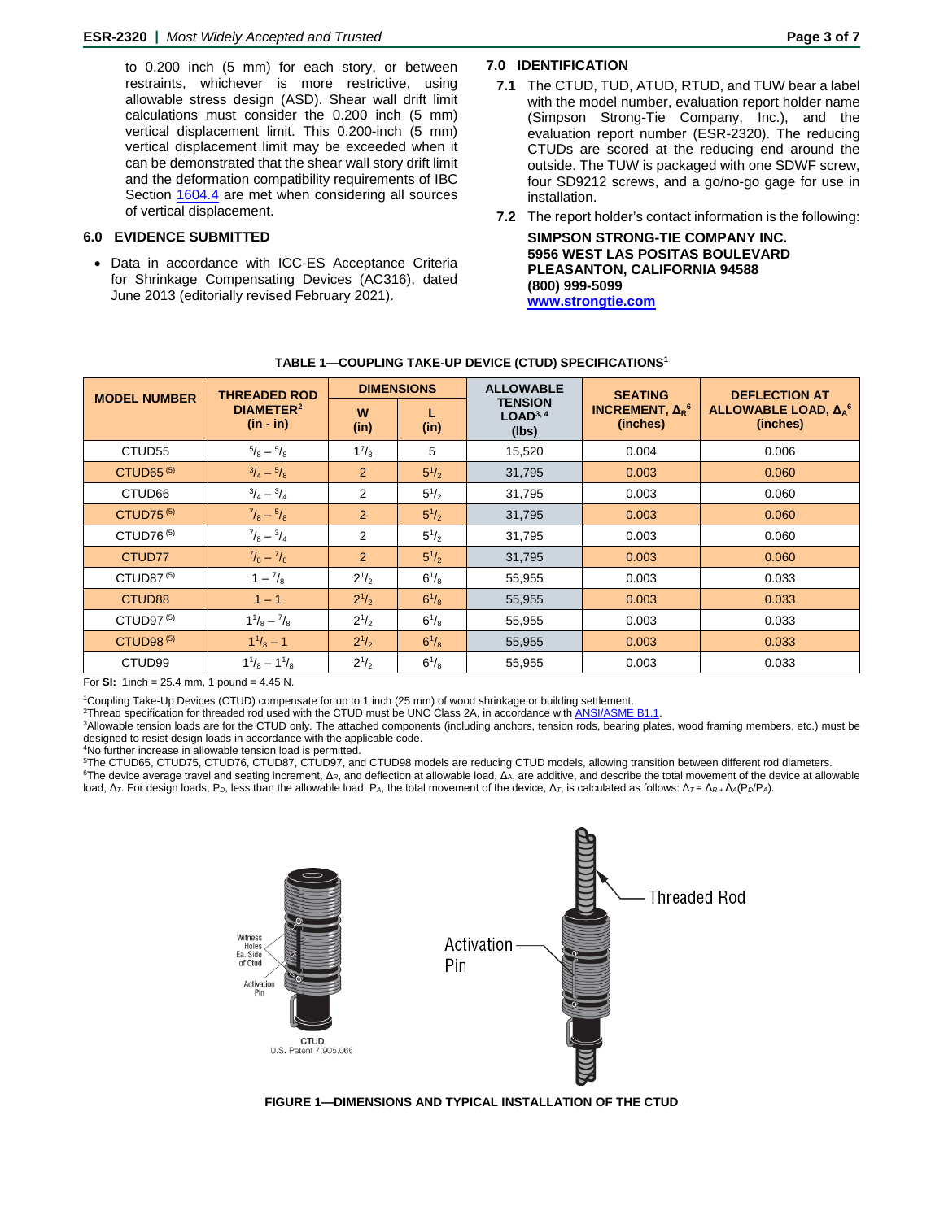to 0.200 inch (5 mm) for each story, or between restraints, whichever is more restrictive, using allowable stress design (ASD). Shear wall drift limit calculations must consider the 0.200 inch (5 mm) vertical displacement limit. This 0.200-inch (5 mm) vertical displacement limit may be exceeded when it can be demonstrated that the shear wall story drift limit and the deformation compatibility requirements of IBC Section 1604.4 are met when considering all sources of vertical displacement.

## 6.0 EVIDENCE SUBMITTED

- Data in accordance with ICC-ES Acceptance Criteria for Shrinkage Compensating Devices (AC316), dated June 2013 (editorially revised February 2021).

## 7.0 IDENTIFICATION

**7.1** The CTUD, TUD, ATUD, RTUD, and TUW bear a label with the model number, evaluation report holder name (Simpson Strong-Tie Company, Inc.), and the evaluation report number (ESR-2320). The reducing CTUDs are scored at the reducing end around the outside. The TUW is packaged with one SDWF screw, four SD9212 screws, and a go/no-go gage for use in installation.

**7.2** The report holder's contact information is the following:

**SIMPSON STRONG-TIE COMPANY INC.**
**5956 WEST LAS POSITAS BOULEVARD**
**PLEASANTON, CALIFORNIA 94588**
**(800) 999-5099**
**www.strongtie.com**

**TABLE 1—COUPLING TAKE-UP DEVICE (CTUD) SPECIFICATIONS[1]**

| MODEL NUMBER | THREADED ROD DIAMETER[2] (in - in) | DIMENSIONS W (in) | DIMENSIONS L (in) | ALLOWABLE TENSION LOAD[3, 4] (lbs) | SEATING INCREMENT, $\Delta_R$[6] (inches) | DEFLECTION AT ALLOWABLE LOAD, $\Delta_A$[6] (inches) |
|---|---|---|---|---|---|---|
| CTUD55 | 5/8 – 5/8 | 1 7/8 | 5 | 15,520 | 0.004 | 0.006 |
| CTUD65 [5] | 3/4 – 5/8 | 2 | 5 1/2 | 31,795 | 0.003 | 0.060 |
| CTUD66 | 3/4 – 3/4 | 2 | 5 1/2 | 31,795 | 0.003 | 0.060 |
| CTUD75 [5] | 7/8 – 5/8 | 2 | 5 1/2 | 31,795 | 0.003 | 0.060 |
| CTUD76 [5] | 7/8 – 3/4 | 2 | 5 1/2 | 31,795 | 0.003 | 0.060 |
| CTUD77 | 7/8 – 7/8 | 2 | 5 1/2 | 31,795 | 0.003 | 0.060 |
| CTUD87 [5] | 1 – 7/8 | 2 1/2 | 6 1/8 | 55,955 | 0.003 | 0.033 |
| CTUD88 | 1 – 1 | 2 1/2 | 6 1/8 | 55,955 | 0.003 | 0.033 |
| CTUD97 [5] | 1 1/8 – 7/8 | 2 1/2 | 6 1/8 | 55,955 | 0.003 | 0.033 |
| CTUD98 [5] | 1 1/8 – 1 | 2 1/2 | 6 1/8 | 55,955 | 0.003 | 0.033 |
| CTUD99 | 1 1/8 – 1 1/8 | 2 1/2 | 6 1/8 | 55,955 | 0.003 | 0.033 |

For **SI:** 1inch = 25.4 mm, 1 pound = 4.45 N.

[1]Coupling Take-Up Devices (CTUD) compensate for up to 1 inch (25 mm) of wood shrinkage or building settlement.
[2]Thread specification for threaded rod used with the CTUD must be UNC Class 2A, in accordance with ANSI/ASME B1.1.
[3]Allowable tension loads are for the CTUD only. The attached components (including anchors, tension rods, bearing plates, wood framing members, etc.) must be designed to resist design loads in accordance with the applicable code.
[4]No further increase in allowable tension load is permitted.
[5]The CTUD65, CTUD75, CTUD76, CTUD87, CTUD97, and CTUD98 models are reducing CTUD models, allowing transition between different rod diameters.
[6]The device average travel and seating increment, $\Delta_R$, and deflection at allowable load, $\Delta_A$, are additive, and describe the total movement of the device at allowable load, $\Delta_T$. For design loads, $P_D$, less than the allowable load, $P_A$, the total movement of the device, $\Delta_T$, is calculated as follows: $\Delta_T = \Delta_R + \Delta_A(P_D/P_A)$.

**FIGURE 1—DIMENSIONS AND TYPICAL INSTALLATION OF THE CTUD**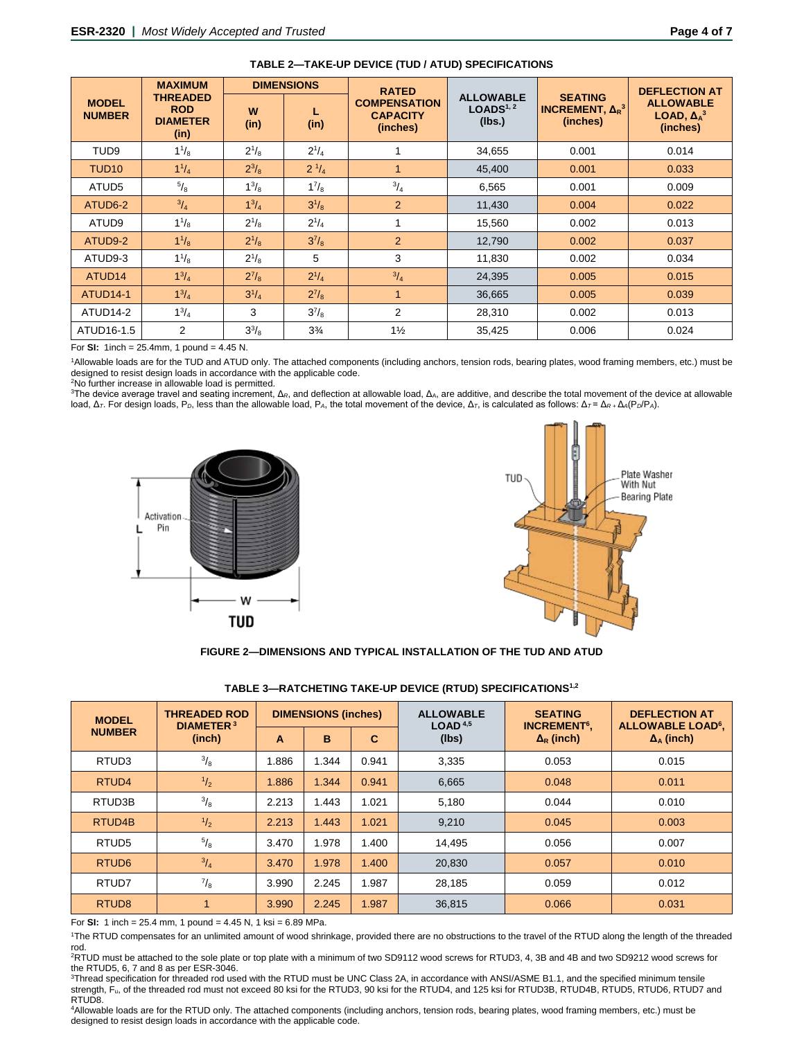**TABLE 2—TAKE-UP DEVICE (TUD / ATUD) SPECIFICATIONS**

| MODEL NUMBER | MAXIMUM THREADED ROD DIAMETER (in) | DIMENSIONS | | RATED COMPENSATION CAPACITY (inches) | ALLOWABLE LOADS[1, 2] (lbs.) | SEATING INCREMENT, $\Delta_R$[3] (inches) | DEFLECTION AT ALLOWABLE LOAD, $\Delta_A$[3] (inches) |
|---|---|---|---|---|---|---|---|
| | | W (in) | L (in) | | | | |
| TUD9 | 1 1/8 | 2 1/8 | 2 1/4 | 1 | 34,655 | 0.001 | 0.014 |
| TUD10 | 1 1/4 | 2 3/8 | 2 1/4 | 1 | 45,400 | 0.001 | 0.033 |
| ATUD5 | 5/8 | 1 3/8 | 1 7/8 | 3/4 | 6,565 | 0.001 | 0.009 |
| ATUD6-2 | 3/4 | 1 3/4 | 3 1/8 | 2 | 11,430 | 0.004 | 0.022 |
| ATUD9 | 1 1/8 | 2 1/8 | 2 1/4 | 1 | 15,560 | 0.002 | 0.013 |
| ATUD9-2 | 1 1/8 | 2 1/8 | 3 7/8 | 2 | 12,790 | 0.002 | 0.037 |
| ATUD9-3 | 1 1/8 | 2 1/8 | 5 | 3 | 11,830 | 0.002 | 0.034 |
| ATUD14 | 1 3/4 | 2 7/8 | 2 1/4 | 3/4 | 24,395 | 0.005 | 0.015 |
| ATUD14-1 | 1 3/4 | 3 1/4 | 2 7/8 | 1 | 36,665 | 0.005 | 0.039 |
| ATUD14-2 | 1 3/4 | 3 | 3 7/8 | 2 | 28,310 | 0.002 | 0.013 |
| ATUD16-1.5 | 2 | 3 3/8 | 3¾ | 1½ | 35,425 | 0.006 | 0.024 |

For **SI:** 1inch = 25.4mm, 1 pound = 4.45 N.

[1]Allowable loads are for the TUD and ATUD only. The attached components (including anchors, tension rods, bearing plates, wood framing members, etc.) must be designed to resist design loads in accordance with the applicable code.
[2]No further increase in allowable load is permitted.
[3]The device average travel and seating increment, $\Delta_R$, and deflection at allowable load, $\Delta_A$, are additive, and describe the total movement of the device at allowable load, $\Delta_T$. For design loads, $P_D$, less than the allowable load, $P_A$, the total movement of the device, $\Delta_T$, is calculated as follows: $\Delta_T = \Delta_R + \Delta_A(P_D/P_A)$.

**FIGURE 2—DIMENSIONS AND TYPICAL INSTALLATION OF THE TUD AND ATUD**

**TABLE 3—RATCHETING TAKE-UP DEVICE (RTUD) SPECIFICATIONS[1,2]**

| MODEL NUMBER | THREADED ROD DIAMETER[3] (inch) | DIMENSIONS (inches) | | | ALLOWABLE LOAD[4,5] (lbs) | SEATING INCREMENT[6], $\Delta_R$ (inch) | DEFLECTION AT ALLOWABLE LOAD[6], $\Delta_A$ (inch) |
|---|---|---|---|---|---|---|---|
| | | A | B | C | | | |
| RTUD3 | 3/8 | 1.886 | 1.344 | 0.941 | 3,335 | 0.053 | 0.015 |
| RTUD4 | 1/2 | 1.886 | 1.344 | 0.941 | 6,665 | 0.048 | 0.011 |
| RTUD3B | 3/8 | 2.213 | 1.443 | 1.021 | 5,180 | 0.044 | 0.010 |
| RTUD4B | 1/2 | 2.213 | 1.443 | 1.021 | 9,210 | 0.045 | 0.003 |
| RTUD5 | 5/8 | 3.470 | 1.978 | 1.400 | 14,495 | 0.056 | 0.007 |
| RTUD6 | 3/4 | 3.470 | 1.978 | 1.400 | 20,830 | 0.057 | 0.010 |
| RTUD7 | 7/8 | 3.990 | 2.245 | 1.987 | 28,185 | 0.059 | 0.012 |
| RTUD8 | 1 | 3.990 | 2.245 | 1.987 | 36,815 | 0.066 | 0.031 |

For **SI:** 1 inch = 25.4 mm, 1 pound = 4.45 N, 1 ksi = 6.89 MPa.

[1]The RTUD compensates for an unlimited amount of wood shrinkage, provided there are no obstructions to the travel of the RTUD along the length of the threaded rod.
[2]RTUD must be attached to the sole plate or top plate with a minimum of two SD9112 wood screws for RTUD3, 4, 3B and 4B and two SD9212 wood screws for the RTUD5, 6, 7 and 8 as per ESR-3046.
[3]Thread specification for threaded rod used with the RTUD must be UNC Class 2A, in accordance with ANSI/ASME B1.1, and the specified minimum tensile strength, $F_u$, of the threaded rod must not exceed 80 ksi for the RTUD3, 90 ksi for the RTUD4, and 125 ksi for RTUD3B, RTUD4B, RTUD5, RTUD6, RTUD7 and RTUD8.
[4]Allowable loads are for the RTUD only. The attached components (including anchors, tension rods, bearing plates, wood framing members, etc.) must be designed to resist design loads in accordance with the applicable code.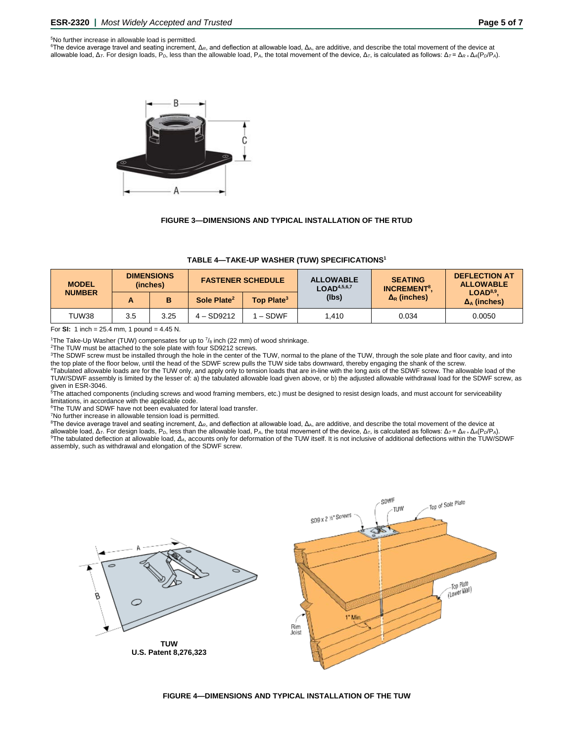[5]No further increase in allowable load is permitted.
[6]The device average travel and seating increment, $\Delta_R$, and deflection at allowable load, $\Delta_A$, are additive, and describe the total movement of the device at allowable load, $\Delta_T$. For design loads, $P_D$, less than the allowable load, $P_A$, the total movement of the device, $\Delta_T$, is calculated as follows: $\Delta_T = \Delta_R + \Delta_A(P_D/P_A)$.

**FIGURE 3—DIMENSIONS AND TYPICAL INSTALLATION OF THE RTUD**

**TABLE 4—TAKE-UP WASHER (TUW) SPECIFICATIONS[1]**

| MODEL NUMBER | DIMENSIONS (inches) | | FASTENER SCHEDULE | | ALLOWABLE LOAD[4,5,6,7] (lbs) | SEATING INCREMENT[8], $\Delta_R$ (inches) | DEFLECTION AT ALLOWABLE LOAD[8,9], $\Delta_A$ (inches) |
|---|---|---|---|---|---|---|---|
| | A | B | Sole Plate[2] | Top Plate[3] | | | |
| TUW38 | 3.5 | 3.25 | 4 – SD9212 | 1 – SDWF | 1,410 | 0.034 | 0.0050 |

For **SI:** 1 inch = 25.4 mm, 1 pound = 4.45 N.

[1]The Take-Up Washer (TUW) compensates for up to $^7/_8$ inch (22 mm) of wood shrinkage.
[2]The TUW must be attached to the sole plate with four SD9212 screws.
[3]The SDWF screw must be installed through the hole in the center of the TUW, normal to the plane of the TUW, through the sole plate and floor cavity, and into the top plate of the floor below, until the head of the SDWF screw pulls the TUW side tabs downward, thereby engaging the shank of the screw.
[4]Tabulated allowable loads are for the TUW only, and apply only to tension loads that are in-line with the long axis of the SDWF screw. The allowable load of the TUW/SDWF assembly is limited by the lesser of: a) the tabulated allowable load given above, or b) the adjusted allowable withdrawal load for the SDWF screw, as given in ESR-3046.
[5]The attached components (including screws and wood framing members, etc.) must be designed to resist design loads, and must account for serviceability limitations, in accordance with the applicable code.
[6]The TUW and SDWF have not been evaluated for lateral load transfer.
[7]No further increase in allowable tension load is permitted.
[8]The device average travel and seating increment, $\Delta_R$, and deflection at allowable load, $\Delta_A$, are additive, and describe the total movement of the device at allowable load, $\Delta_T$. For design loads, $P_D$, less than the allowable load, $P_A$, the total movement of the device, $\Delta_T$, is calculated as follows: $\Delta_T = \Delta_R + \Delta_A(P_D/P_A)$.
[9]The tabulated deflection at allowable load, $\Delta_A$, accounts only for deformation of the TUW itself. It is not inclusive of additional deflections within the TUW/SDWF assembly, such as withdrawal and elongation of the SDWF screw.

**TUW**
**U.S. Patent 8,276,323**

**FIGURE 4—DIMENSIONS AND TYPICAL INSTALLATION OF THE TUW**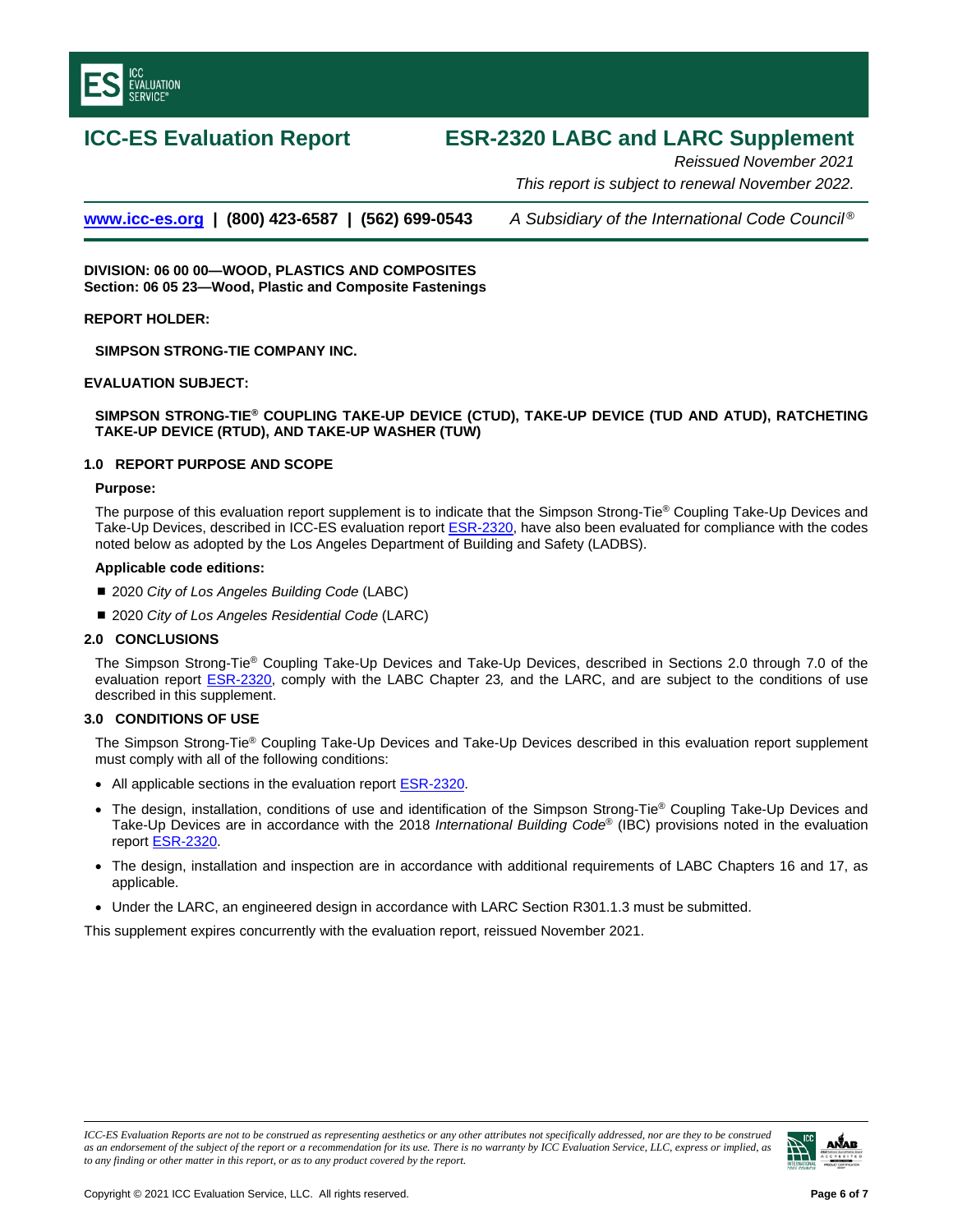# ICC-ES Evaluation Report

# ESR-2320 LABC and LARC Supplement

*Reissued November 2021*

*This report is subject to renewal November 2022.*

www.icc-es.org | (800) 423-6587 | (562) 699-0543 *A Subsidiary of the International Code Council®*

**DIVISION: 06 00 00—WOOD, PLASTICS AND COMPOSITES**
**Section: 06 05 23—Wood, Plastic and Composite Fastenings**

**REPORT HOLDER:**

**SIMPSON STRONG-TIE COMPANY INC.**

**EVALUATION SUBJECT:**

**SIMPSON STRONG-TIE® COUPLING TAKE-UP DEVICE (CTUD), TAKE-UP DEVICE (TUD AND ATUD), RATCHETING TAKE-UP DEVICE (RTUD), AND TAKE-UP WASHER (TUW)**

## 1.0 REPORT PURPOSE AND SCOPE

**Purpose:**

The purpose of this evaluation report supplement is to indicate that the Simpson Strong-Tie® Coupling Take-Up Devices and Take-Up Devices, described in ICC-ES evaluation report ESR-2320, have also been evaluated for compliance with the codes noted below as adopted by the Los Angeles Department of Building and Safety (LADBS).

**Applicable code editions:**

- 2020 *City of Los Angeles Building Code* (LABC)
- 2020 *City of Los Angeles Residential Code* (LARC)

## 2.0 CONCLUSIONS

The Simpson Strong-Tie® Coupling Take-Up Devices and Take-Up Devices, described in Sections 2.0 through 7.0 of the evaluation report ESR-2320, comply with the LABC Chapter 23*,* and the LARC, and are subject to the conditions of use described in this supplement.

## 3.0 CONDITIONS OF USE

The Simpson Strong-Tie® Coupling Take-Up Devices and Take-Up Devices described in this evaluation report supplement must comply with all of the following conditions:

- All applicable sections in the evaluation report ESR-2320.
- The design, installation, conditions of use and identification of the Simpson Strong-Tie® Coupling Take-Up Devices and Take-Up Devices are in accordance with the 2018 *International Building Code®* (IBC) provisions noted in the evaluation report ESR-2320.
- The design, installation and inspection are in accordance with additional requirements of LABC Chapters 16 and 17, as applicable.
- Under the LARC, an engineered design in accordance with LARC Section R301.1.3 must be submitted.

This supplement expires concurrently with the evaluation report, reissued November 2021.

*ICC-ES Evaluation Reports are not to be construed as representing aesthetics or any other attributes not specifically addressed, nor are they to be construed as an endorsement of the subject of the report or a recommendation for its use. There is no warranty by ICC Evaluation Service, LLC, express or implied, as to any finding or other matter in this report, or as to any product covered by the report.*

Copyright © 2021 ICC Evaluation Service, LLC. All rights reserved.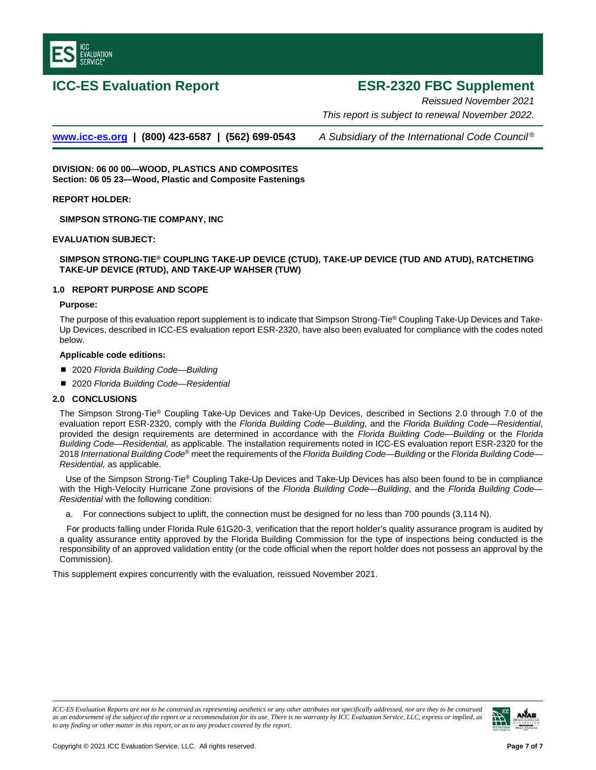# ICC-ES Evaluation Report

# ESR-2320 FBC Supplement

*Reissued November 2021*

*This report is subject to renewal November 2022.*

**www.icc-es.org | (800) 423-6587 | (562) 699-0543** *A Subsidiary of the International Code Council®*

**DIVISION: 06 00 00—WOOD, PLASTICS AND COMPOSITES**
**Section: 06 05 23—Wood, Plastic and Composite Fastenings**

**REPORT HOLDER:**

**SIMPSON STRONG-TIE COMPANY, INC**

**EVALUATION SUBJECT:**

**SIMPSON STRONG-TIE® COUPLING TAKE-UP DEVICE (CTUD), TAKE-UP DEVICE (TUD AND ATUD), RATCHETING TAKE-UP DEVICE (RTUD), AND TAKE-UP WAHSER (TUW)**

## 1.0 REPORT PURPOSE AND SCOPE

**Purpose:**

The purpose of this evaluation report supplement is to indicate that Simpson Strong-Tie® Coupling Take-Up Devices and Take-Up Devices, described in ICC-ES evaluation report ESR-2320, have also been evaluated for compliance with the codes noted below.

**Applicable code editions:**

- 2020 *Florida Building Code—Building*
- 2020 *Florida Building Code—Residential*

## 2.0 CONCLUSIONS

The Simpson Strong-Tie® Coupling Take-Up Devices and Take-Up Devices, described in Sections 2.0 through 7.0 of the evaluation report ESR-2320, comply with the *Florida Building Code—Building*, and the *Florida Building Code—Residential*, provided the design requirements are determined in accordance with the *Florida Building Code—Building* or the *Florida Building Code—Residential,* as applicable. The installation requirements noted in ICC-ES evaluation report ESR-2320 for the 2018 *International Building Code®* meet the requirements of the *Florida Building Code—Building* or the *Florida Building Code—Residential,* as applicable.

Use of the Simpson Strong-Tie® Coupling Take-Up Devices and Take-Up Devices has also been found to be in compliance with the High-Velocity Hurricane Zone provisions of the *Florida Building Code—Building*, and the *Florida Building Code—Residential* with the following condition:

a. For connections subject to uplift, the connection must be designed for no less than 700 pounds (3,114 N).

For products falling under Florida Rule 61G20-3, verification that the report holder's quality assurance program is audited by a quality assurance entity approved by the Florida Building Commission for the type of inspections being conducted is the responsibility of an approved validation entity (or the code official when the report holder does not possess an approval by the Commission).

This supplement expires concurrently with the evaluation, reissued November 2021.

*ICC-ES Evaluation Reports are not to be construed as representing aesthetics or any other attributes not specifically addressed, nor are they to be construed as an endorsement of the subject of the report or a recommendation for its use. There is no warranty by ICC Evaluation Service, LLC, express or implied, as to any finding or other matter in this report, or as to any product covered by the report.*

Copyright © 2021 ICC Evaluation Service, LLC. All rights reserved.